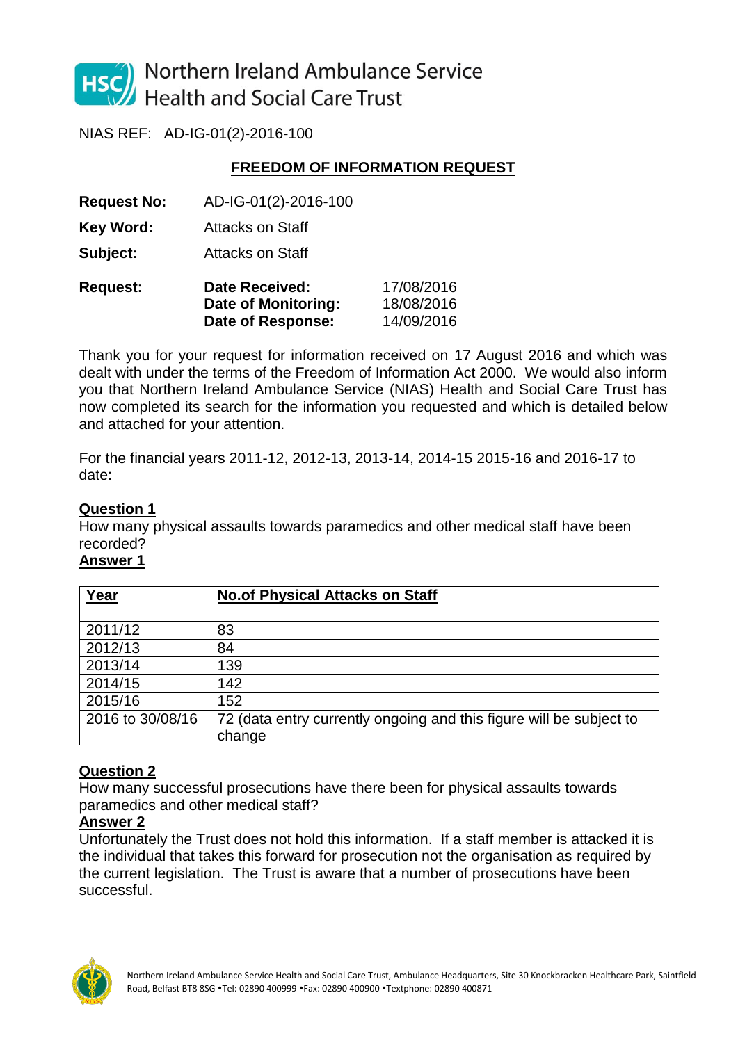Northern Ireland Ambulance Service
Health and Social Care Trust

NIAS REF: AD-IG-01(2)-2016-100

## FREEDOM OF INFORMATION REQUEST

**Request No:** AD-IG-01(2)-2016-100

**Key Word:** Attacks on Staff

**Subject:** Attacks on Staff

**Request:**

| | |
|---|---|
| **Date Received:** | 17/08/2016 |
| **Date of Monitoring:** | 18/08/2016 |
| **Date of Response:** | 14/09/2016 |

Thank you for your request for information received on 17 August 2016 and which was dealt with under the terms of the Freedom of Information Act 2000. We would also inform you that Northern Ireland Ambulance Service (NIAS) Health and Social Care Trust has now completed its search for the information you requested and which is detailed below and attached for your attention.

For the financial years 2011-12, 2012-13, 2013-14, 2014-15 2015-16 and 2016-17 to date:

**Question 1**

How many physical assaults towards paramedics and other medical staff have been recorded?

**Answer 1**

| Year | No.of Physical Attacks on Staff |
|---|---|
| 2011/12 | 83 |
| 2012/13 | 84 |
| 2013/14 | 139 |
| 2014/15 | 142 |
| 2015/16 | 152 |
| 2016 to 30/08/16 | 72 (data entry currently ongoing and this figure will be subject to change |

**Question 2**

How many successful prosecutions have there been for physical assaults towards paramedics and other medical staff?

**Answer 2**

Unfortunately the Trust does not hold this information. If a staff member is attacked it is the individual that takes this forward for prosecution not the organisation as required by the current legislation. The Trust is aware that a number of prosecutions have been successful.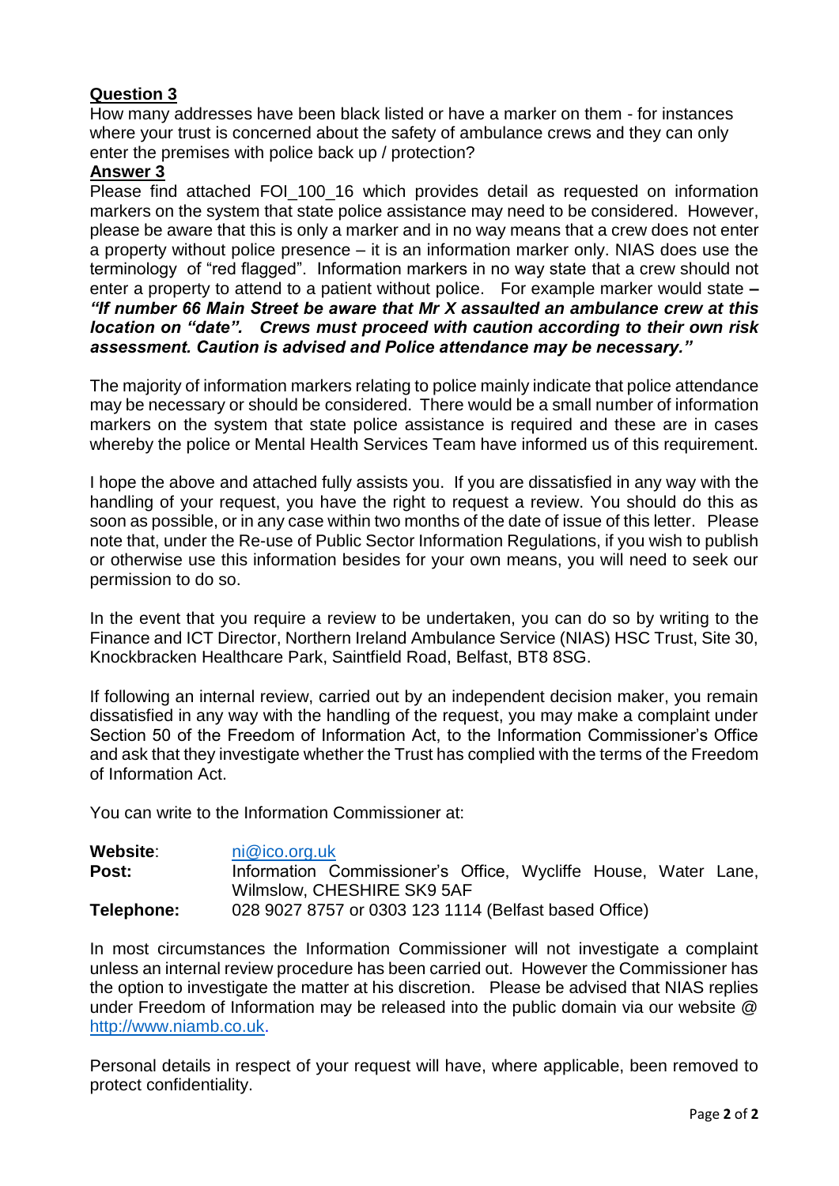**Question 3**

How many addresses have been black listed or have a marker on them - for instances where your trust is concerned about the safety of ambulance crews and they can only enter the premises with police back up / protection?

**Answer 3**

Please find attached FOI_100_16 which provides detail as requested on information markers on the system that state police assistance may need to be considered. However, please be aware that this is only a marker and in no way means that a crew does not enter a property without police presence – it is an information marker only. NIAS does use the terminology of "red flagged". Information markers in no way state that a crew should not enter a property to attend to a patient without police. For example marker would state **–** ***"If number 66 Main Street be aware that Mr X assaulted an ambulance crew at this location on "date". Crews must proceed with caution according to their own risk assessment. Caution is advised and Police attendance may be necessary."***

The majority of information markers relating to police mainly indicate that police attendance may be necessary or should be considered. There would be a small number of information markers on the system that state police assistance is required and these are in cases whereby the police or Mental Health Services Team have informed us of this requirement.

I hope the above and attached fully assists you. If you are dissatisfied in any way with the handling of your request, you have the right to request a review. You should do this as soon as possible, or in any case within two months of the date of issue of this letter. Please note that, under the Re-use of Public Sector Information Regulations, if you wish to publish or otherwise use this information besides for your own means, you will need to seek our permission to do so.

In the event that you require a review to be undertaken, you can do so by writing to the Finance and ICT Director, Northern Ireland Ambulance Service (NIAS) HSC Trust, Site 30, Knockbracken Healthcare Park, Saintfield Road, Belfast, BT8 8SG.

If following an internal review, carried out by an independent decision maker, you remain dissatisfied in any way with the handling of the request, you may make a complaint under Section 50 of the Freedom of Information Act, to the Information Commissioner's Office and ask that they investigate whether the Trust has complied with the terms of the Freedom of Information Act.

You can write to the Information Commissioner at:

**Website**: ni@ico.org.uk
**Post:** Information Commissioner's Office, Wycliffe House, Water Lane, Wilmslow, CHESHIRE SK9 5AF
**Telephone:** 028 9027 8757 or 0303 123 1114 (Belfast based Office)

In most circumstances the Information Commissioner will not investigate a complaint unless an internal review procedure has been carried out. However the Commissioner has the option to investigate the matter at his discretion. Please be advised that NIAS replies under Freedom of Information may be released into the public domain via our website @ http://www.niamb.co.uk.

Personal details in respect of your request will have, where applicable, been removed to protect confidentiality.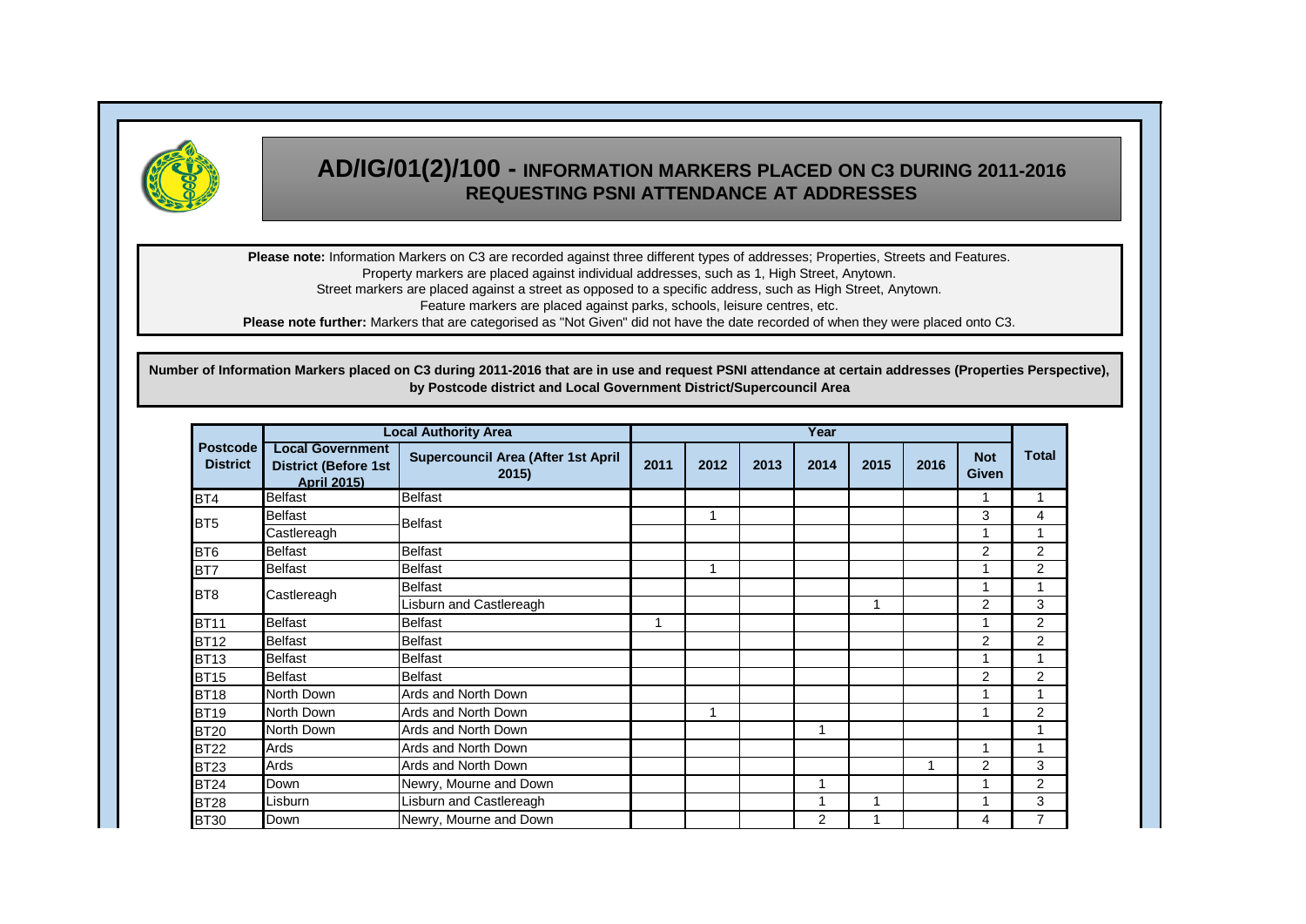# AD/IG/01(2)/100 - INFORMATION MARKERS PLACED ON C3 DURING 2011-2016 REQUESTING PSNI ATTENDANCE AT ADDRESSES

**Please note:** Information Markers on C3 are recorded against three different types of addresses; Properties, Streets and Features.
Property markers are placed against individual addresses, such as 1, High Street, Anytown.
Street markers are placed against a street as opposed to a specific address, such as High Street, Anytown.
Feature markers are placed against parks, schools, leisure centres, etc.
**Please note further:** Markers that are categorised as "Not Given" did not have the date recorded of when they were placed onto C3.

**Number of Information Markers placed on C3 during 2011-2016 that are in use and request PSNI attendance at certain addresses (Properties Perspective), by Postcode district and Local Government District/Supercouncil Area**

| Postcode District | Local Authority Area | | Year | | | | | | | Total |
|---|---|---|---|---|---|---|---|---|---|---|
| | Local Government District (Before 1st April 2015) | Supercouncil Area (After 1st April 2015) | 2011 | 2012 | 2013 | 2014 | 2015 | 2016 | Not Given | |
| BT4 | Belfast | Belfast | | | | | | | 1 | 1 |
| BT5 | Belfast | Belfast | | 1 | | | | | 3 | 4 |
| | Castlereagh | | | | | | | | 1 | 1 |
| BT6 | Belfast | Belfast | | | | | | | 2 | 2 |
| BT7 | Belfast | Belfast | | 1 | | | | | 1 | 2 |
| BT8 | Castlereagh | Belfast | | | | | | | 1 | 1 |
| | | Lisburn and Castlereagh | | | | | 1 | | 2 | 3 |
| BT11 | Belfast | Belfast | 1 | | | | | | 1 | 2 |
| BT12 | Belfast | Belfast | | | | | | | 2 | 2 |
| BT13 | Belfast | Belfast | | | | | | | 1 | 1 |
| BT15 | Belfast | Belfast | | | | | | | 2 | 2 |
| BT18 | North Down | Ards and North Down | | | | | | | 1 | 1 |
| BT19 | North Down | Ards and North Down | | 1 | | | | | 1 | 2 |
| BT20 | North Down | Ards and North Down | | | | 1 | | | | 1 |
| BT22 | Ards | Ards and North Down | | | | | | | 1 | 1 |
| BT23 | Ards | Ards and North Down | | | | | | 1 | 2 | 3 |
| BT24 | Down | Newry, Mourne and Down | | | | 1 | | | 1 | 2 |
| BT28 | Lisburn | Lisburn and Castlereagh | | | | 1 | 1 | | 1 | 3 |
| BT30 | Down | Newry, Mourne and Down | | | | 2 | 1 | | 4 | 7 |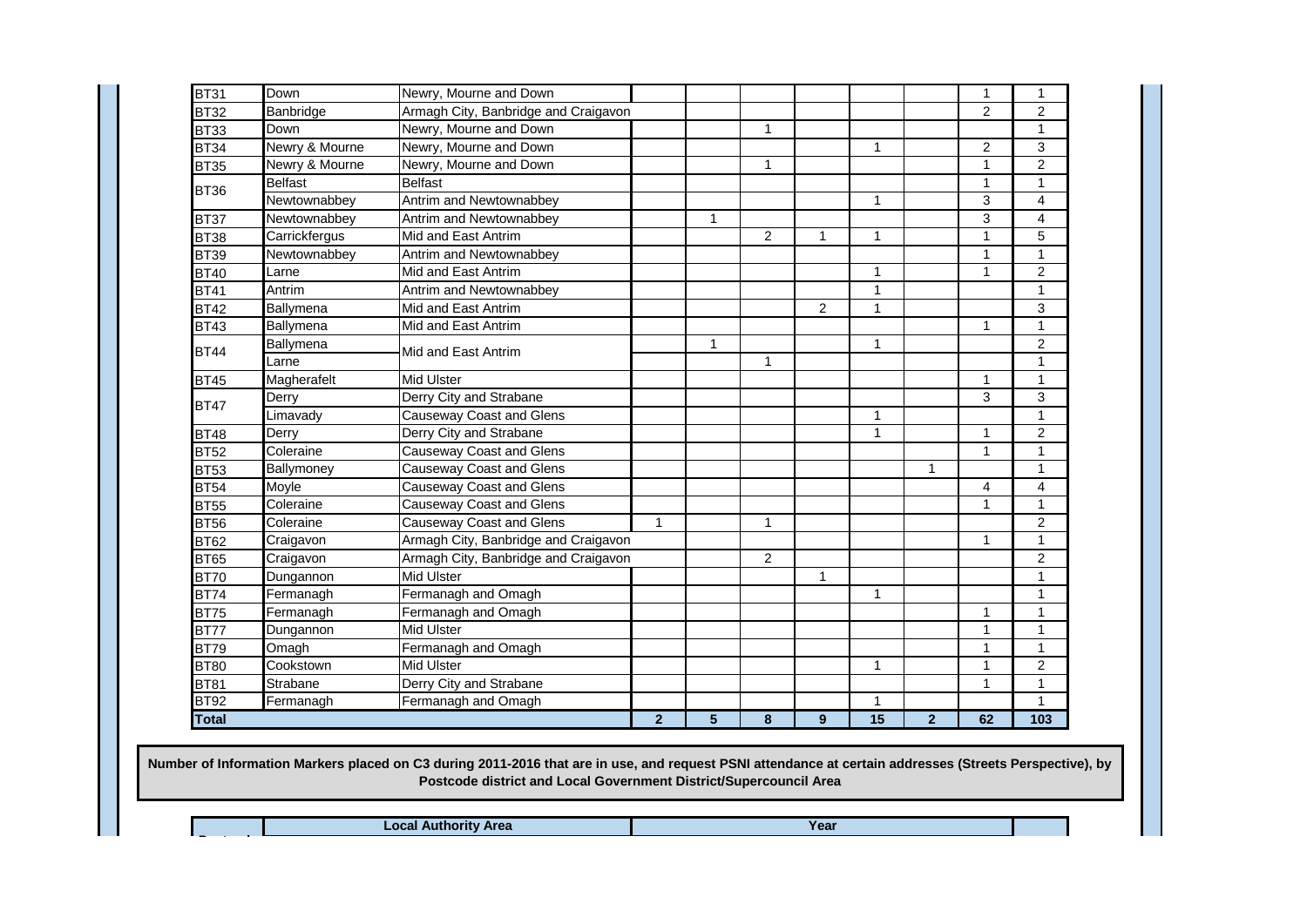| | | | | | | | | | | |
|---|---|---|---|---|---|---|---|---|---|---|
| BT31 | Down | Newry, Mourne and Down | | | | | | | 1 | 1 |
| BT32 | Banbridge | Armagh City, Banbridge and Craigavon | | | | | | | 2 | 2 |
| BT33 | Down | Newry, Mourne and Down | | | 1 | | | | | 1 |
| BT34 | Newry & Mourne | Newry, Mourne and Down | | | | | 1 | | 2 | 3 |
| BT35 | Newry & Mourne | Newry, Mourne and Down | | | 1 | | | | 1 | 2 |
| BT36 | Belfast | Belfast | | | | | | | 1 | 1 |
| | Newtownabbey | Antrim and Newtownabbey | | | | | 1 | | 3 | 4 |
| BT37 | Newtownabbey | Antrim and Newtownabbey | | 1 | | | | | 3 | 4 |
| BT38 | Carrickfergus | Mid and East Antrim | | | 2 | 1 | 1 | | 1 | 5 |
| BT39 | Newtownabbey | Antrim and Newtownabbey | | | | | | | 1 | 1 |
| BT40 | Larne | Mid and East Antrim | | | | | 1 | | 1 | 2 |
| BT41 | Antrim | Antrim and Newtownabbey | | | | | 1 | | | 1 |
| BT42 | Ballymena | Mid and East Antrim | | | | 2 | 1 | | | 3 |
| BT43 | Ballymena | Mid and East Antrim | | | | | | | 1 | 1 |
| BT44 | Ballymena | Mid and East Antrim | | 1 | | | 1 | | | 2 |
| | Larne | | | | 1 | | | | | 1 |
| BT45 | Magherafelt | Mid Ulster | | | | | | | 1 | 1 |
| BT47 | Derry | Derry City and Strabane | | | | | | | 3 | 3 |
| | Limavady | Causeway Coast and Glens | | | | | 1 | | | 1 |
| BT48 | Derry | Derry City and Strabane | | | | | 1 | | 1 | 2 |
| BT52 | Coleraine | Causeway Coast and Glens | | | | | | | 1 | 1 |
| BT53 | Ballymoney | Causeway Coast and Glens | | | | | | 1 | | 1 |
| BT54 | Moyle | Causeway Coast and Glens | | | | | | | 4 | 4 |
| BT55 | Coleraine | Causeway Coast and Glens | | | | | | | 1 | 1 |
| BT56 | Coleraine | Causeway Coast and Glens | 1 | | 1 | | | | | 2 |
| BT62 | Craigavon | Armagh City, Banbridge and Craigavon | | | | | | | 1 | 1 |
| BT65 | Craigavon | Armagh City, Banbridge and Craigavon | | | 2 | | | | | 2 |
| BT70 | Dungannon | Mid Ulster | | | | 1 | | | | 1 |
| BT74 | Fermanagh | Fermanagh and Omagh | | | | | 1 | | | 1 |
| BT75 | Fermanagh | Fermanagh and Omagh | | | | | | | 1 | 1 |
| BT77 | Dungannon | Mid Ulster | | | | | | | 1 | 1 |
| BT79 | Omagh | Fermanagh and Omagh | | | | | | | 1 | 1 |
| BT80 | Cookstown | Mid Ulster | | | | | 1 | | 1 | 2 |
| BT81 | Strabane | Derry City and Strabane | | | | | | | 1 | 1 |
| BT92 | Fermanagh | Fermanagh and Omagh | | | | | 1 | | | 1 |
| **Total** | | | **2** | **5** | **8** | **9** | **15** | **2** | **62** | **103** |

**Number of Information Markers placed on C3 during 2011-2016 that are in use, and request PSNI attendance at certain addresses (Streets Perspective), by Postcode district and Local Government District/Supercouncil Area**

| Postcode | Local Authority Area | | Year | |
|---|---|---|---|---|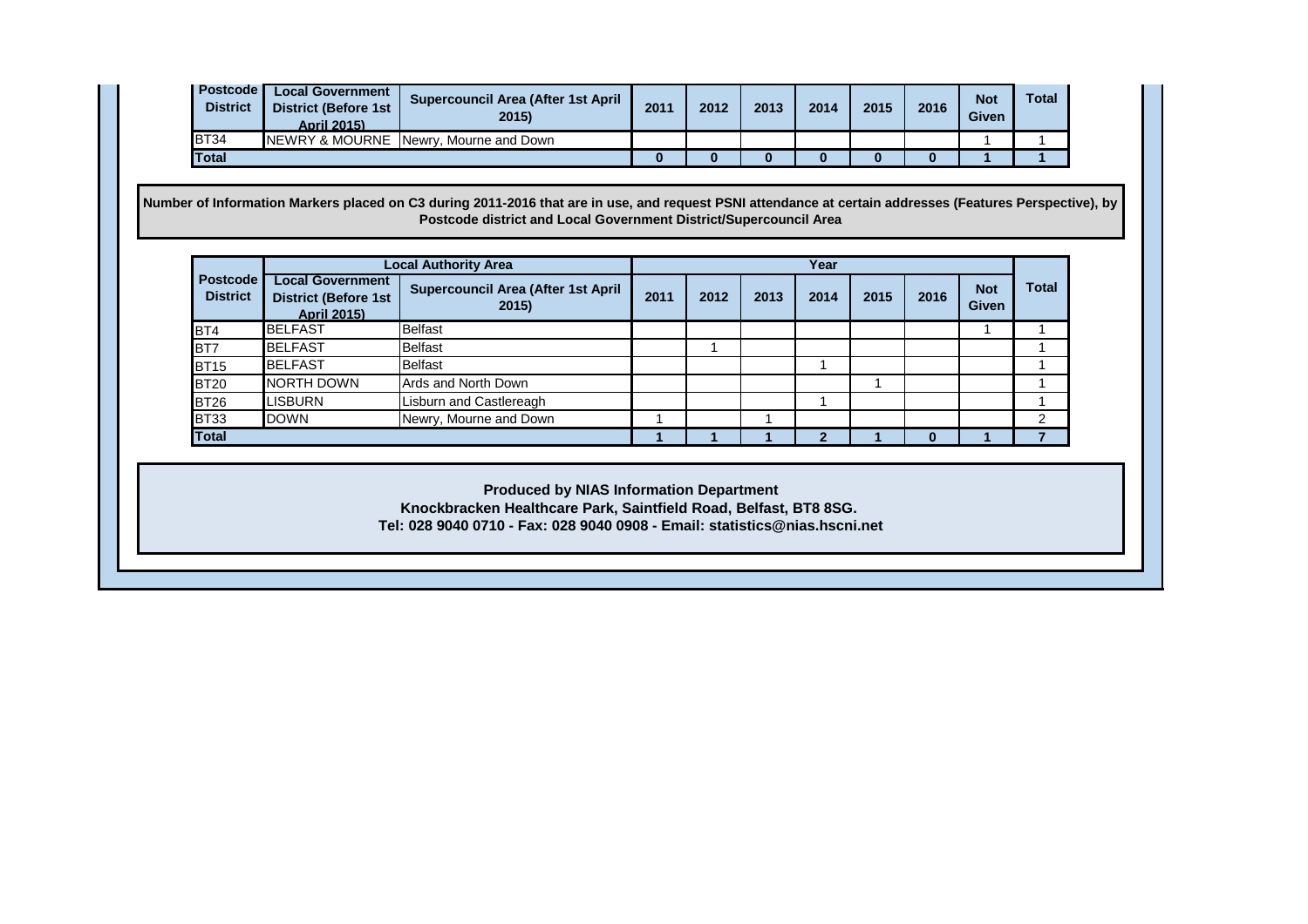| Postcode District | Local Government District (Before 1st April 2015) | Supercouncil Area (After 1st April 2015) | 2011 | 2012 | 2013 | 2014 | 2015 | 2016 | Not Given | Total |
|---|---|---|---|---|---|---|---|---|---|---|
| BT34 | NEWRY & MOURNE | Newry, Mourne and Down | | | | | | | 1 | 1 |
| **Total** | | | **0** | **0** | **0** | **0** | **0** | **0** | **1** | **1** |

**Number of Information Markers placed on C3 during 2011-2016 that are in use, and request PSNI attendance at certain addresses (Features Perspective), by Postcode district and Local Government District/Supercouncil Area**

| Postcode District | Local Authority Area | | Year | | | | | | | Total |
|---|---|---|---|---|---|---|---|---|---|---|
| | Local Government District (Before 1st April 2015) | Supercouncil Area (After 1st April 2015) | 2011 | 2012 | 2013 | 2014 | 2015 | 2016 | Not Given | |
| BT4 | BELFAST | Belfast | | | | | | | 1 | 1 |
| BT7 | BELFAST | Belfast | | 1 | | | | | | 1 |
| BT15 | BELFAST | Belfast | | | | 1 | | | | 1 |
| BT20 | NORTH DOWN | Ards and North Down | | | | | 1 | | | 1 |
| BT26 | LISBURN | Lisburn and Castlereagh | | | | 1 | | | | 1 |
| BT33 | DOWN | Newry, Mourne and Down | 1 | | 1 | | | | | 2 |
| **Total** | | | **1** | **1** | **1** | **2** | **1** | **0** | **1** | **7** |

**Produced by NIAS Information Department**
**Knockbracken Healthcare Park, Saintfield Road, Belfast, BT8 8SG.**
**Tel: 028 9040 0710 - Fax: 028 9040 0908 - Email: statistics@nias.hscni.net**